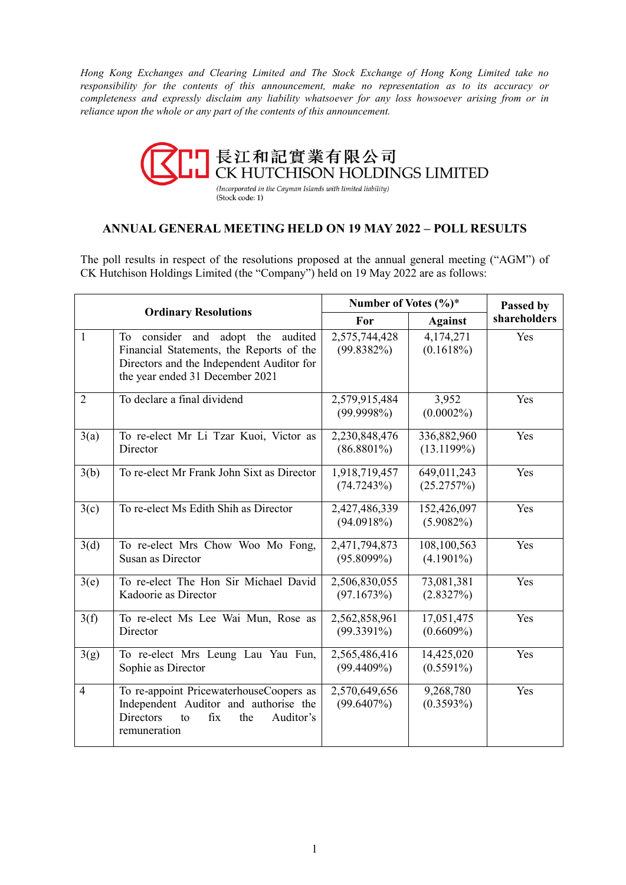*Hong Kong Exchanges and Clearing Limited and The Stock Exchange of Hong Kong Limited take no responsibility for the contents of this announcement, make no representation as to its accuracy or completeness and expressly disclaim any liability whatsoever for any loss howsoever arising from or in reliance upon the whole or any part of the contents of this announcement.*

長江和記實業有限公司
CK HUTCHISON HOLDINGS LIMITED

*(Incorporated in the Cayman Islands with limited liability)*
(Stock code: 1)

## ANNUAL GENERAL MEETING HELD ON 19 MAY 2022 – POLL RESULTS

The poll results in respect of the resolutions proposed at the annual general meeting ("AGM") of CK Hutchison Holdings Limited (the "Company") held on 19 May 2022 are as follows:

| Ordinary Resolutions | | Number of Votes (%)* | | Passed by shareholders |
|---|---|---|---|---|
| | | For | Against | |
| 1 | To consider and adopt the audited Financial Statements, the Reports of the Directors and the Independent Auditor for the year ended 31 December 2021 | 2,575,744,428 (99.8382%) | 4,174,271 (0.1618%) | Yes |
| 2 | To declare a final dividend | 2,579,915,484 (99.9998%) | 3,952 (0.0002%) | Yes |
| 3(a) | To re-elect Mr Li Tzar Kuoi, Victor as Director | 2,230,848,476 (86.8801%) | 336,882,960 (13.1199%) | Yes |
| 3(b) | To re-elect Mr Frank John Sixt as Director | 1,918,719,457 (74.7243%) | 649,011,243 (25.2757%) | Yes |
| 3(c) | To re-elect Ms Edith Shih as Director | 2,427,486,339 (94.0918%) | 152,426,097 (5.9082%) | Yes |
| 3(d) | To re-elect Mrs Chow Woo Mo Fong, Susan as Director | 2,471,794,873 (95.8099%) | 108,100,563 (4.1901%) | Yes |
| 3(e) | To re-elect The Hon Sir Michael David Kadoorie as Director | 2,506,830,055 (97.1673%) | 73,081,381 (2.8327%) | Yes |
| 3(f) | To re-elect Ms Lee Wai Mun, Rose as Director | 2,562,858,961 (99.3391%) | 17,051,475 (0.6609%) | Yes |
| 3(g) | To re-elect Mrs Leung Lau Yau Fun, Sophie as Director | 2,565,486,416 (99.4409%) | 14,425,020 (0.5591%) | Yes |
| 4 | To re-appoint PricewaterhouseCoopers as Independent Auditor and authorise the Directors to fix the Auditor's remuneration | 2,570,649,656 (99.6407%) | 9,268,780 (0.3593%) | Yes |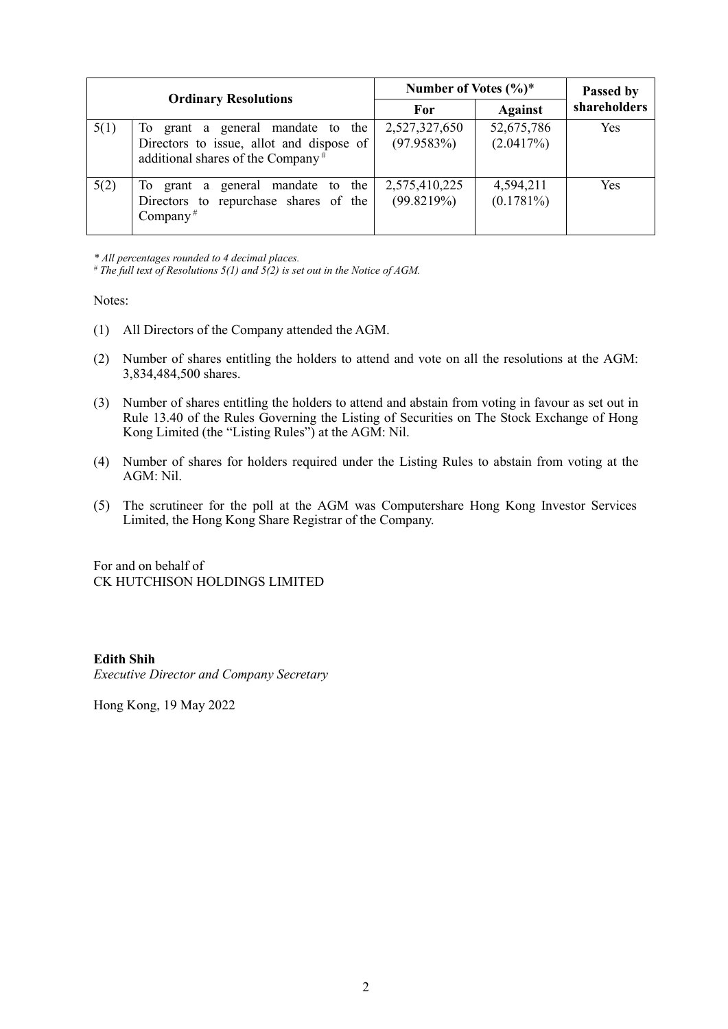| Ordinary Resolutions | | Number of Votes (%)* | | Passed by shareholders |
|---|---|---|---|---|
| | | For | Against | |
| 5(1) | To grant a general mandate to the Directors to issue, allot and dispose of additional shares of the Company # | 2,527,327,650 (97.9583%) | 52,675,786 (2.0417%) | Yes |
| 5(2) | To grant a general mandate to the Directors to repurchase shares of the Company # | 2,575,410,225 (99.8219%) | 4,594,211 (0.1781%) | Yes |

*\* All percentages rounded to 4 decimal places.*
*# The full text of Resolutions 5(1) and 5(2) is set out in the Notice of AGM.*

Notes:

(1) All Directors of the Company attended the AGM.

(2) Number of shares entitling the holders to attend and vote on all the resolutions at the AGM: 3,834,484,500 shares.

(3) Number of shares entitling the holders to attend and abstain from voting in favour as set out in Rule 13.40 of the Rules Governing the Listing of Securities on The Stock Exchange of Hong Kong Limited (the "Listing Rules") at the AGM: Nil.

(4) Number of shares for holders required under the Listing Rules to abstain from voting at the AGM: Nil.

(5) The scrutineer for the poll at the AGM was Computershare Hong Kong Investor Services Limited, the Hong Kong Share Registrar of the Company.

For and on behalf of
CK HUTCHISON HOLDINGS LIMITED

**Edith Shih**
*Executive Director and Company Secretary*

Hong Kong, 19 May 2022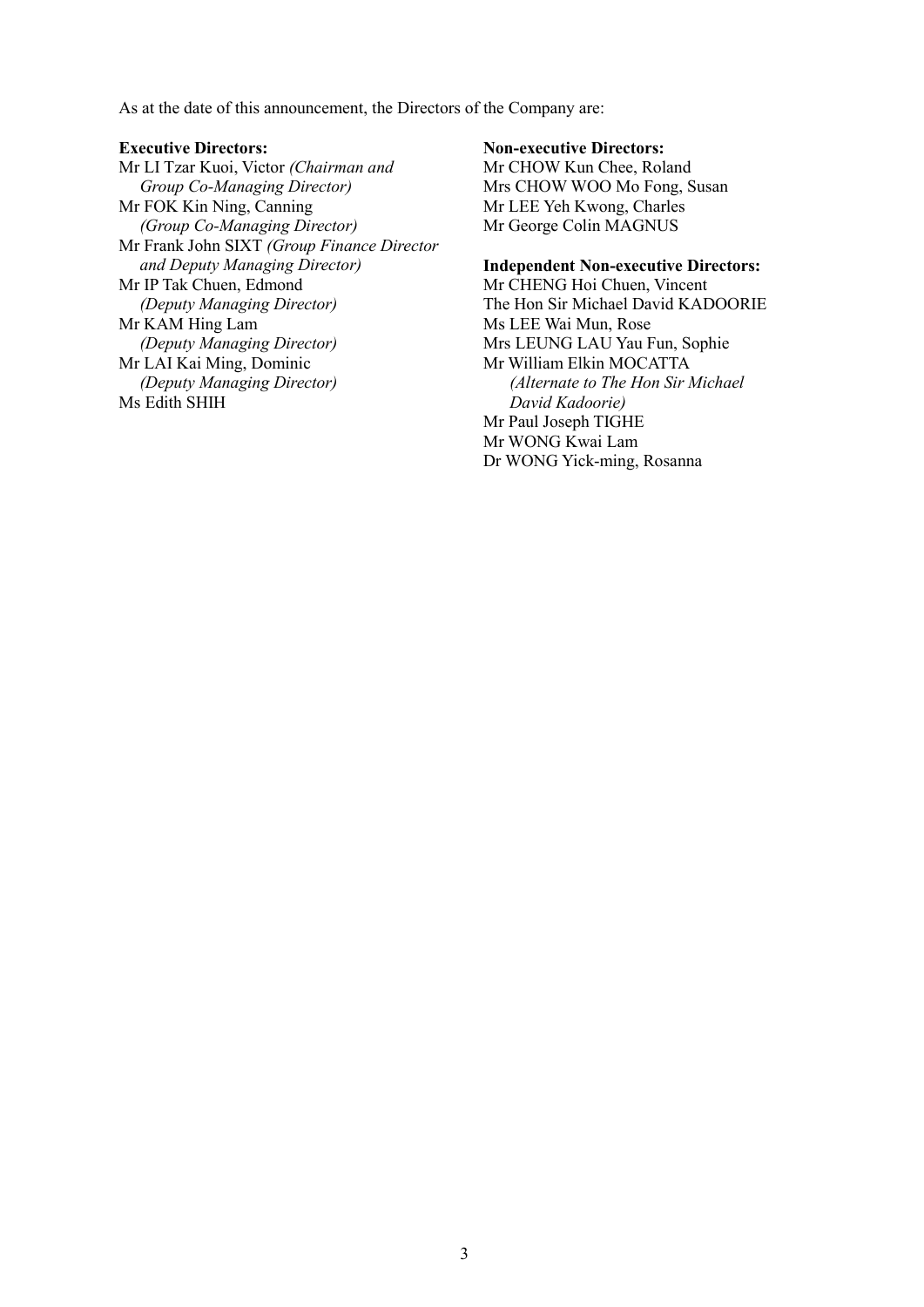As at the date of this announcement, the Directors of the Company are:

**Executive Directors:**

Mr LI Tzar Kuoi, Victor *(Chairman and Group Co-Managing Director)*
Mr FOK Kin Ning, Canning *(Group Co-Managing Director)*
Mr Frank John SIXT *(Group Finance Director and Deputy Managing Director)*
Mr IP Tak Chuen, Edmond *(Deputy Managing Director)*
Mr KAM Hing Lam *(Deputy Managing Director)*
Mr LAI Kai Ming, Dominic *(Deputy Managing Director)*
Ms Edith SHIH

**Non-executive Directors:**

Mr CHOW Kun Chee, Roland
Mrs CHOW WOO Mo Fong, Susan
Mr LEE Yeh Kwong, Charles
Mr George Colin MAGNUS

**Independent Non-executive Directors:**

Mr CHENG Hoi Chuen, Vincent
The Hon Sir Michael David KADOORIE
Ms LEE Wai Mun, Rose
Mrs LEUNG LAU Yau Fun, Sophie
Mr William Elkin MOCATTA *(Alternate to The Hon Sir Michael David Kadoorie)*
Mr Paul Joseph TIGHE
Mr WONG Kwai Lam
Dr WONG Yick-ming, Rosanna